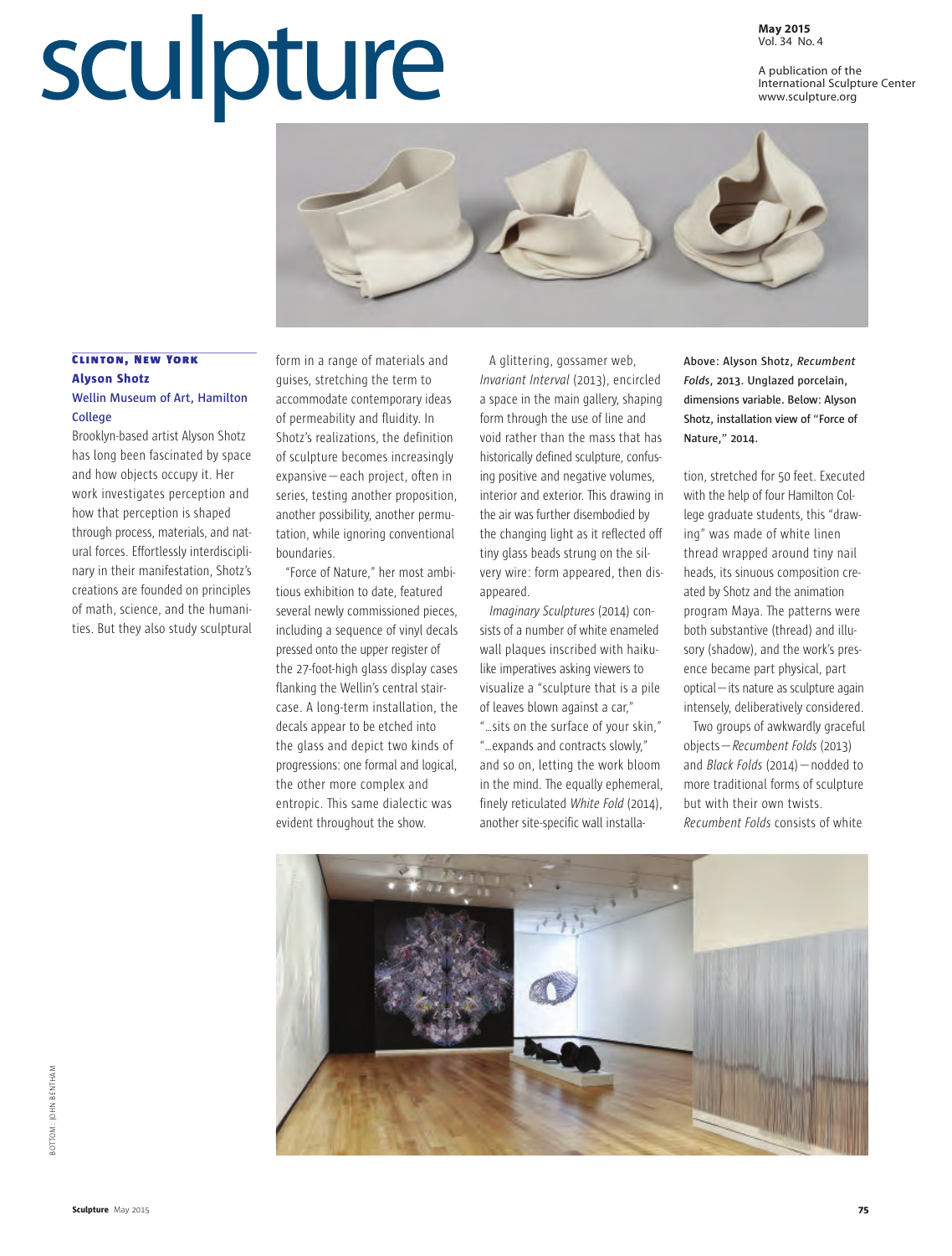## Clinton, New York

### Alyson Shotz

### Wellin Museum of Art, Hamilton College

Brooklyn-based artist Alyson Shotz has long been fascinated by space and how objects occupy it. Her work investigates perception and how that perception is shaped through process, materials, and natural forces. Effortlessly interdisciplinary in their manifestation, Shotz's creations are founded on principles of math, science, and the humanities. But they also study sculptural form in a range of materials and guises, stretching the term to accommodate contemporary ideas of permeability and fluidity. In Shotz's realizations, the definition of sculpture becomes increasingly expansive—each project, often in series, testing another proposition, another possibility, another permutation, while ignoring conventional boundaries.

"Force of Nature," her most ambitious exhibition to date, featured several newly commissioned pieces, including a sequence of vinyl decals pressed onto the upper register of the 27-foot-high glass display cases flanking the Wellin's central staircase. A long-term installation, the decals appear to be etched into the glass and depict two kinds of progressions: one formal and logical, the other more complex and entropic. This same dialectic was evident throughout the show.

A glittering, gossamer web, *Invariant Interval* (2013), encircled a space in the main gallery, shaping form through the use of line and void rather than the mass that has historically defined sculpture, confusing positive and negative volumes, interior and exterior. This drawing in the air was further disembodied by the changing light as it reflected off tiny glass beads strung on the silvery wire: form appeared, then disappeared.

*Imaginary Sculptures* (2014) consists of a number of white enameled wall plaques inscribed with haiku-like imperatives asking viewers to visualize a "sculpture that is a pile of leaves blown against a car," "...sits on the surface of your skin," "...expands and contracts slowly," and so on, letting the work bloom in the mind. The equally ephemeral, finely reticulated *White Fold* (2014), another site-specific wall installation, stretched for 50 feet. Executed with the help of four Hamilton College graduate students, this "drawing" was made of white linen thread wrapped around tiny nail heads, its sinuous composition created by Shotz and the animation program Maya. The patterns were both substantive (thread) and illusory (shadow), and the work's presence became part physical, part optical—its nature as sculpture again intensely, deliberatively considered.

Two groups of awkwardly graceful objects—*Recumbent Folds* (2013) and *Black Folds* (2014)—nodded to more traditional forms of sculpture but with their own twists. *Recumbent Folds* consists of white

Above: Alyson Shotz, *Recumbent Folds*, 2013. Unglazed porcelain, dimensions variable. Below: Alyson Shotz, installation view of "Force of Nature," 2014.

BOTTOM: JOHN BENTHAM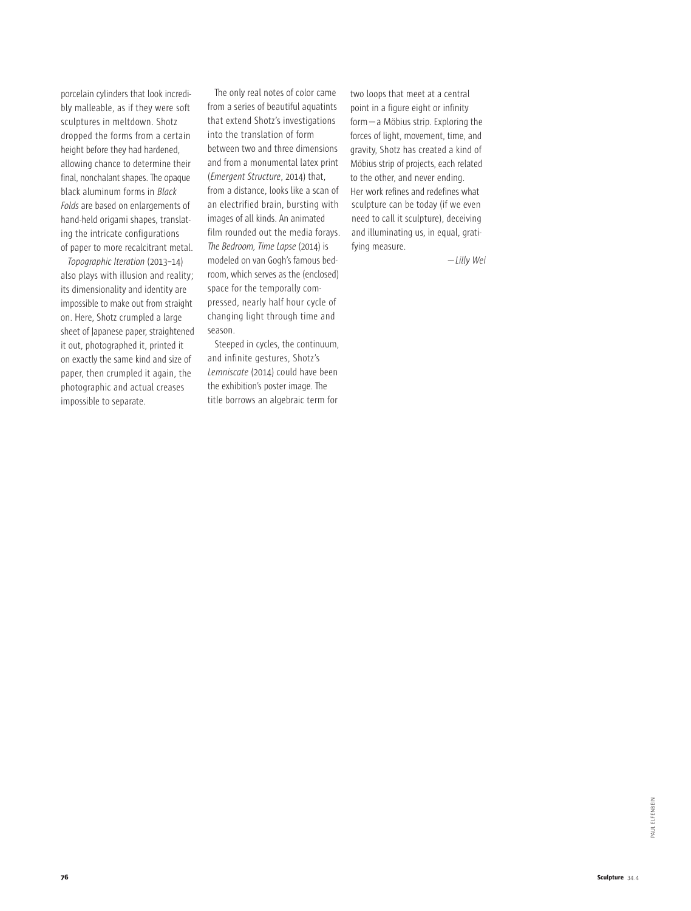porcelain cylinders that look incredibly malleable, as if they were soft sculptures in meltdown. Shotz dropped the forms from a certain height before they had hardened, allowing chance to determine their final, nonchalant shapes. The opaque black aluminum forms in *Black Folds* are based on enlargements of hand-held origami shapes, translating the intricate configurations of paper to more recalcitrant metal.

*Topographic Iteration* (2013–14) also plays with illusion and reality; its dimensionality and identity are impossible to make out from straight on. Here, Shotz crumpled a large sheet of Japanese paper, straightened it out, photographed it, printed it on exactly the same kind and size of paper, then crumpled it again, the photographic and actual creases impossible to separate.

The only real notes of color came from a series of beautiful aquatints that extend Shotz's investigations into the translation of form between two and three dimensions and from a monumental latex print (*Emergent Structure*, 2014) that, from a distance, looks like a scan of an electrified brain, bursting with images of all kinds. An animated film rounded out the media forays. *The Bedroom, Time Lapse* (2014) is modeled on van Gogh's famous bedroom, which serves as the (enclosed) space for the temporally compressed, nearly half hour cycle of changing light through time and season.

Steeped in cycles, the continuum, and infinite gestures, Shotz's *Lemniscate* (2014) could have been the exhibition's poster image. The title borrows an algebraic term for two loops that meet at a central point in a figure eight or infinity form—a Möbius strip. Exploring the forces of light, movement, time, and gravity, Shotz has created a kind of Möbius strip of projects, each related to the other, and never ending. Her work refines and redefines what sculpture can be today (if we even need to call it sculpture), deceiving and illuminating us, in equal, gratifying measure.

—*Lilly Wei*

PAUL ELFENBEIN